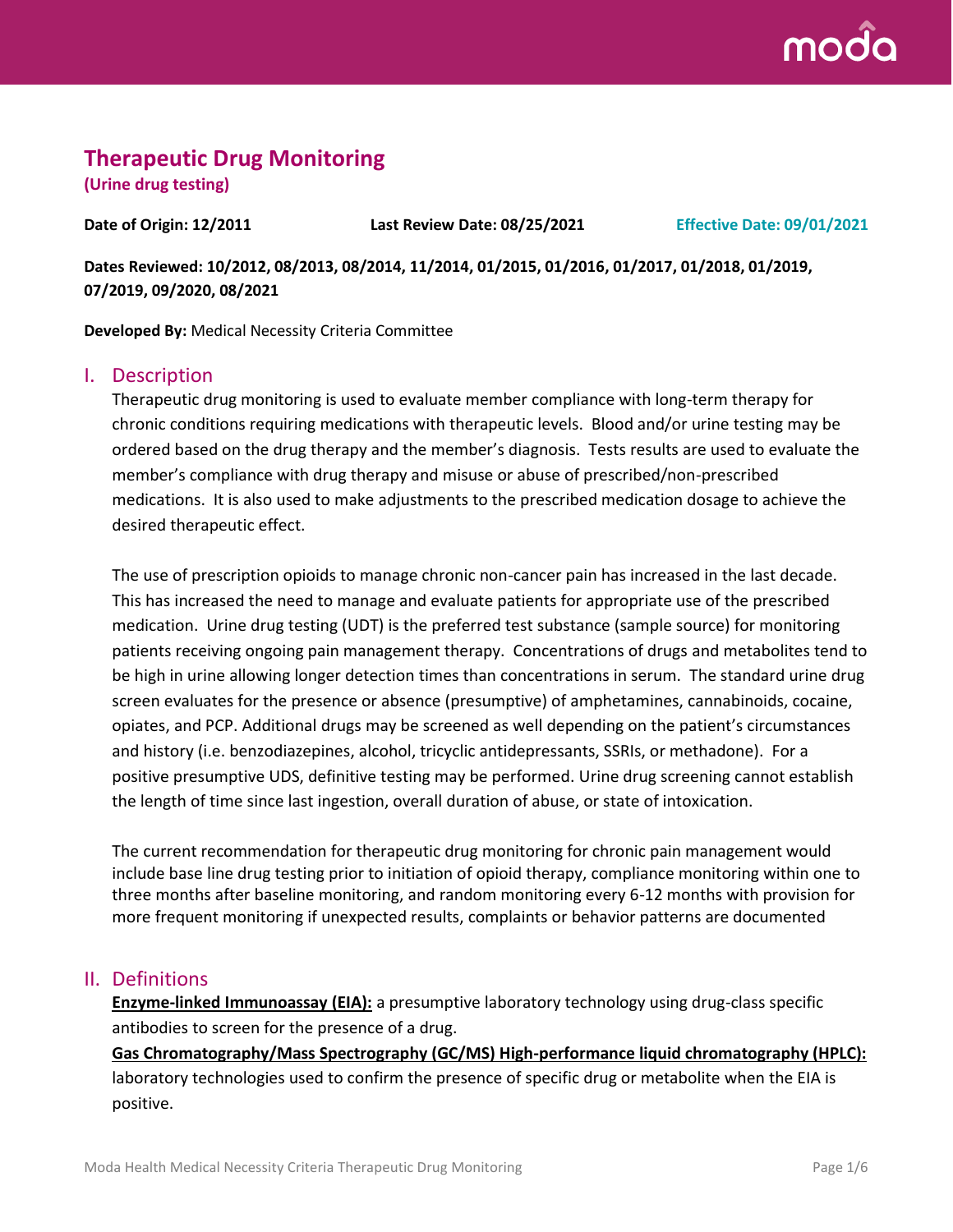# Therapeutic Drug Monitoring

**(Urine drug testing)**

**Date of Origin: 12/2011** **Last Review Date: 08/25/2021** **Effective Date: 09/01/2021**

**Dates Reviewed: 10/2012, 08/2013, 08/2014, 11/2014, 01/2015, 01/2016, 01/2017, 01/2018, 01/2019, 07/2019, 09/2020, 08/2021**

**Developed By:** Medical Necessity Criteria Committee

## I. Description

Therapeutic drug monitoring is used to evaluate member compliance with long-term therapy for chronic conditions requiring medications with therapeutic levels. Blood and/or urine testing may be ordered based on the drug therapy and the member's diagnosis. Tests results are used to evaluate the member's compliance with drug therapy and misuse or abuse of prescribed/non-prescribed medications. It is also used to make adjustments to the prescribed medication dosage to achieve the desired therapeutic effect.

The use of prescription opioids to manage chronic non-cancer pain has increased in the last decade. This has increased the need to manage and evaluate patients for appropriate use of the prescribed medication. Urine drug testing (UDT) is the preferred test substance (sample source) for monitoring patients receiving ongoing pain management therapy. Concentrations of drugs and metabolites tend to be high in urine allowing longer detection times than concentrations in serum. The standard urine drug screen evaluates for the presence or absence (presumptive) of amphetamines, cannabinoids, cocaine, opiates, and PCP. Additional drugs may be screened as well depending on the patient's circumstances and history (i.e. benzodiazepines, alcohol, tricyclic antidepressants, SSRIs, or methadone). For a positive presumptive UDS, definitive testing may be performed. Urine drug screening cannot establish the length of time since last ingestion, overall duration of abuse, or state of intoxication.

The current recommendation for therapeutic drug monitoring for chronic pain management would include base line drug testing prior to initiation of opioid therapy, compliance monitoring within one to three months after baseline monitoring, and random monitoring every 6-12 months with provision for more frequent monitoring if unexpected results, complaints or behavior patterns are documented

## II. Definitions

**Enzyme-linked Immunoassay (EIA):** a presumptive laboratory technology using drug-class specific antibodies to screen for the presence of a drug.

**Gas Chromatography/Mass Spectrography (GC/MS) High-performance liquid chromatography (HPLC):** laboratory technologies used to confirm the presence of specific drug or metabolite when the EIA is positive.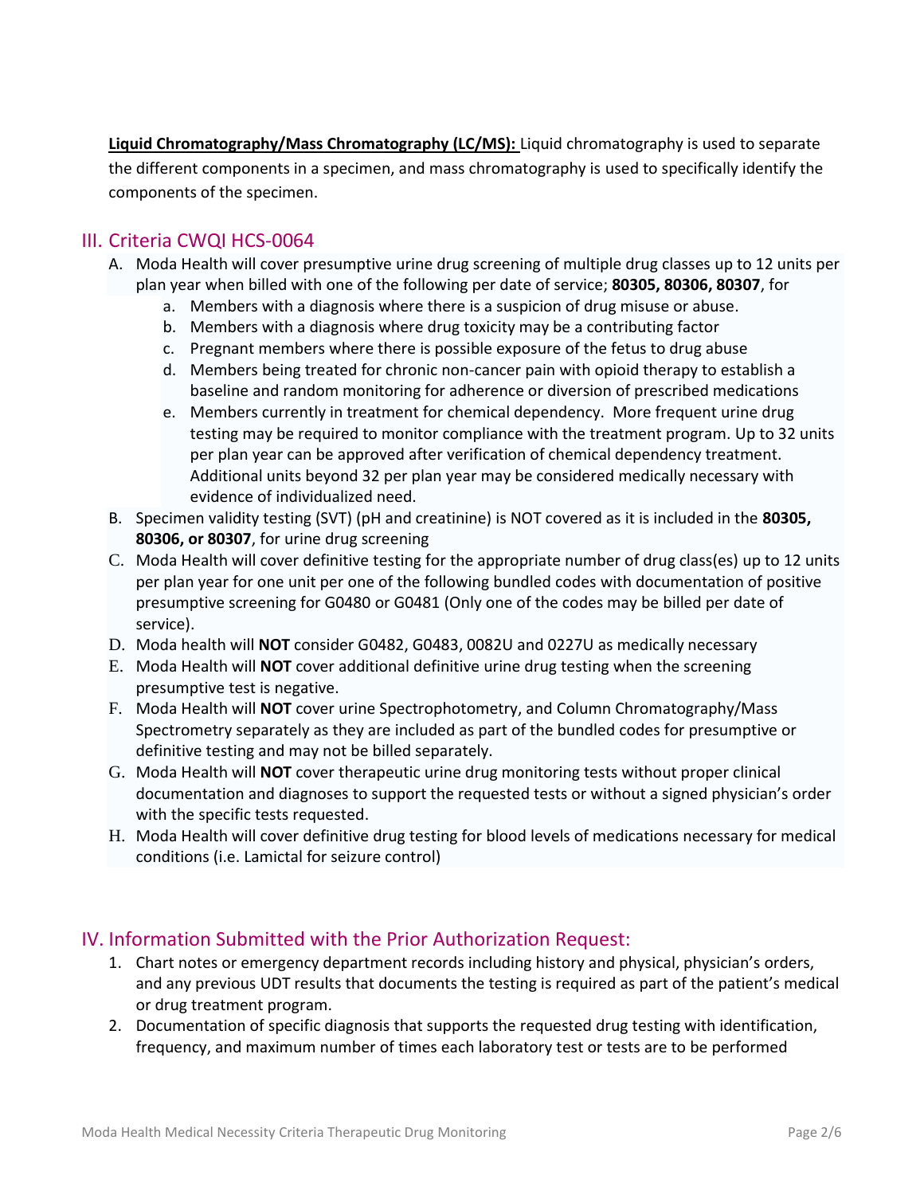**Liquid Chromatography/Mass Chromatography (LC/MS):** Liquid chromatography is used to separate the different components in a specimen, and mass chromatography is used to specifically identify the components of the specimen.

## III. Criteria CWQI HCS-0064

A. Moda Health will cover presumptive urine drug screening of multiple drug classes up to 12 units per plan year when billed with one of the following per date of service; **80305, 80306, 80307**, for

   a. Members with a diagnosis where there is a suspicion of drug misuse or abuse.
   b. Members with a diagnosis where drug toxicity may be a contributing factor
   c. Pregnant members where there is possible exposure of the fetus to drug abuse
   d. Members being treated for chronic non-cancer pain with opioid therapy to establish a baseline and random monitoring for adherence or diversion of prescribed medications
   e. Members currently in treatment for chemical dependency. More frequent urine drug testing may be required to monitor compliance with the treatment program. Up to 32 units per plan year can be approved after verification of chemical dependency treatment. Additional units beyond 32 per plan year may be considered medically necessary with evidence of individualized need.

B. Specimen validity testing (SVT) (pH and creatinine) is NOT covered as it is included in the **80305, 80306, or 80307**, for urine drug screening

C. Moda Health will cover definitive testing for the appropriate number of drug class(es) up to 12 units per plan year for one unit per one of the following bundled codes with documentation of positive presumptive screening for G0480 or G0481 (Only one of the codes may be billed per date of service).

D. Moda health will **NOT** consider G0482, G0483, 0082U and 0227U as medically necessary

E. Moda Health will **NOT** cover additional definitive urine drug testing when the screening presumptive test is negative.

F. Moda Health will **NOT** cover urine Spectrophotometry, and Column Chromatography/Mass Spectrometry separately as they are included as part of the bundled codes for presumptive or definitive testing and may not be billed separately.

G. Moda Health will **NOT** cover therapeutic urine drug monitoring tests without proper clinical documentation and diagnoses to support the requested tests or without a signed physician's order with the specific tests requested.

H. Moda Health will cover definitive drug testing for blood levels of medications necessary for medical conditions (i.e. Lamictal for seizure control)

## IV. Information Submitted with the Prior Authorization Request:

1. Chart notes or emergency department records including history and physical, physician's orders, and any previous UDT results that documents the testing is required as part of the patient's medical or drug treatment program.
2. Documentation of specific diagnosis that supports the requested drug testing with identification, frequency, and maximum number of times each laboratory test or tests are to be performed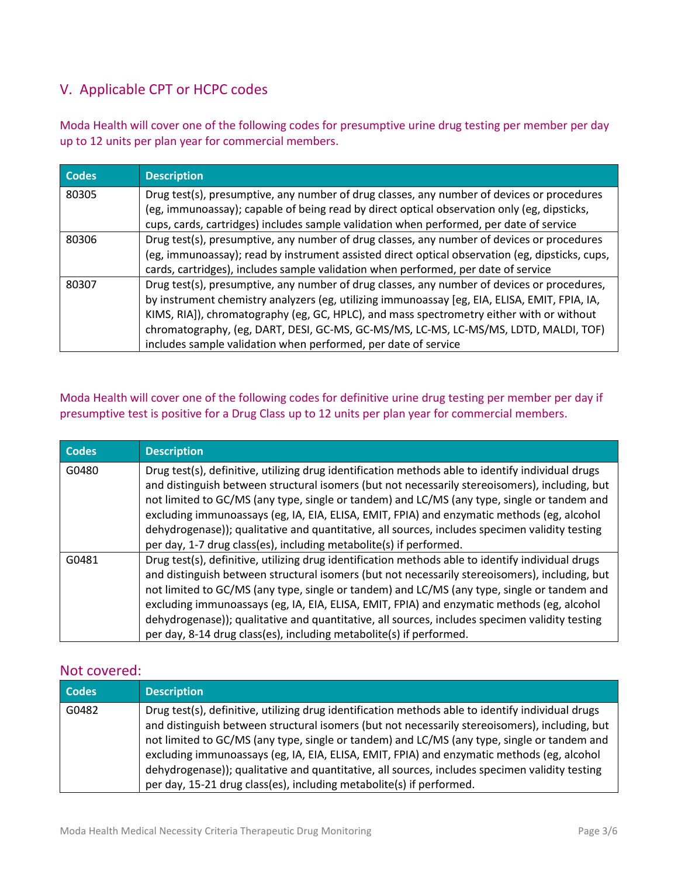## V. Applicable CPT or HCPC codes

Moda Health will cover one of the following codes for presumptive urine drug testing per member per day up to 12 units per plan year for commercial members.

| Codes | Description |
|---|---|
| 80305 | Drug test(s), presumptive, any number of drug classes, any number of devices or procedures (eg, immunoassay); capable of being read by direct optical observation only (eg, dipsticks, cups, cards, cartridges) includes sample validation when performed, per date of service |
| 80306 | Drug test(s), presumptive, any number of drug classes, any number of devices or procedures (eg, immunoassay); read by instrument assisted direct optical observation (eg, dipsticks, cups, cards, cartridges), includes sample validation when performed, per date of service |
| 80307 | Drug test(s), presumptive, any number of drug classes, any number of devices or procedures, by instrument chemistry analyzers (eg, utilizing immunoassay [eg, EIA, ELISA, EMIT, FPIA, IA, KIMS, RIA]), chromatography (eg, GC, HPLC), and mass spectrometry either with or without chromatography, (eg, DART, DESI, GC-MS, GC-MS/MS, LC-MS, LC-MS/MS, LDTD, MALDI, TOF) includes sample validation when performed, per date of service |

Moda Health will cover one of the following codes for definitive urine drug testing per member per day if presumptive test is positive for a Drug Class up to 12 units per plan year for commercial members.

| Codes | Description |
|---|---|
| G0480 | Drug test(s), definitive, utilizing drug identification methods able to identify individual drugs and distinguish between structural isomers (but not necessarily stereoisomers), including, but not limited to GC/MS (any type, single or tandem) and LC/MS (any type, single or tandem and excluding immunoassays (eg, IA, EIA, ELISA, EMIT, FPIA) and enzymatic methods (eg, alcohol dehydrogenase)); qualitative and quantitative, all sources, includes specimen validity testing per day, 1-7 drug class(es), including metabolite(s) if performed. |
| G0481 | Drug test(s), definitive, utilizing drug identification methods able to identify individual drugs and distinguish between structural isomers (but not necessarily stereoisomers), including, but not limited to GC/MS (any type, single or tandem) and LC/MS (any type, single or tandem and excluding immunoassays (eg, IA, EIA, ELISA, EMIT, FPIA) and enzymatic methods (eg, alcohol dehydrogenase)); qualitative and quantitative, all sources, includes specimen validity testing per day, 8-14 drug class(es), including metabolite(s) if performed. |

### Not covered:

| Codes | Description |
|---|---|
| G0482 | Drug test(s), definitive, utilizing drug identification methods able to identify individual drugs and distinguish between structural isomers (but not necessarily stereoisomers), including, but not limited to GC/MS (any type, single or tandem) and LC/MS (any type, single or tandem and excluding immunoassays (eg, IA, EIA, ELISA, EMIT, FPIA) and enzymatic methods (eg, alcohol dehydrogenase)); qualitative and quantitative, all sources, includes specimen validity testing per day, 15-21 drug class(es), including metabolite(s) if performed. |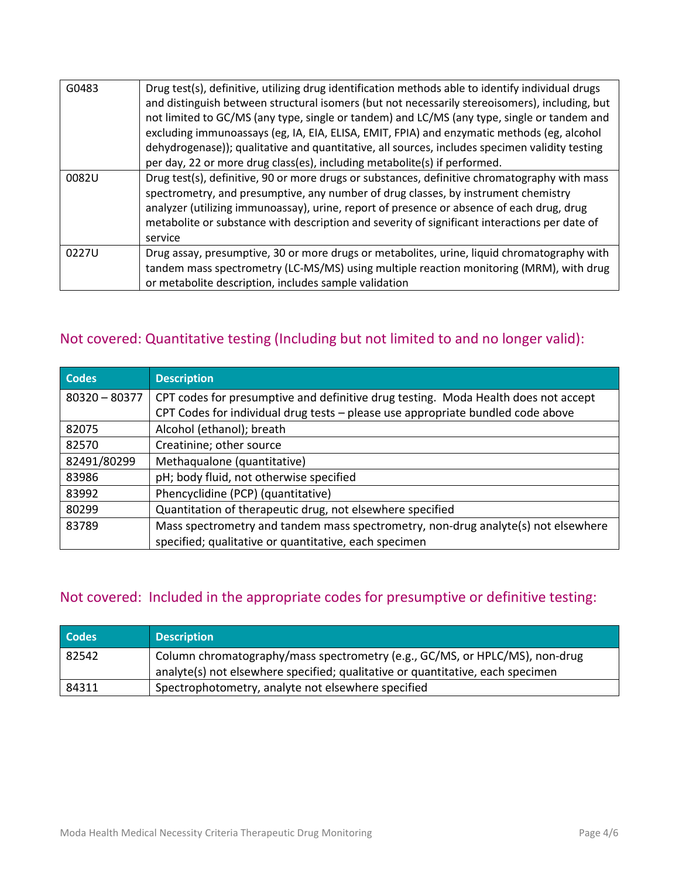| | |
|---|---|
| G0483 | Drug test(s), definitive, utilizing drug identification methods able to identify individual drugs and distinguish between structural isomers (but not necessarily stereoisomers), including, but not limited to GC/MS (any type, single or tandem) and LC/MS (any type, single or tandem and excluding immunoassays (eg, IA, EIA, ELISA, EMIT, FPIA) and enzymatic methods (eg, alcohol dehydrogenase)); qualitative and quantitative, all sources, includes specimen validity testing per day, 22 or more drug class(es), including metabolite(s) if performed. |
| 0082U | Drug test(s), definitive, 90 or more drugs or substances, definitive chromatography with mass spectrometry, and presumptive, any number of drug classes, by instrument chemistry analyzer (utilizing immunoassay), urine, report of presence or absence of each drug, drug metabolite or substance with description and severity of significant interactions per date of service |
| 0227U | Drug assay, presumptive, 30 or more drugs or metabolites, urine, liquid chromatography with tandem mass spectrometry (LC-MS/MS) using multiple reaction monitoring (MRM), with drug or metabolite description, includes sample validation |

## Not covered: Quantitative testing (Including but not limited to and no longer valid):

| Codes | Description |
|---|---|
| 80320 – 80377 | CPT codes for presumptive and definitive drug testing. Moda Health does not accept CPT Codes for individual drug tests – please use appropriate bundled code above |
| 82075 | Alcohol (ethanol); breath |
| 82570 | Creatinine; other source |
| 82491/80299 | Methaqualone (quantitative) |
| 83986 | pH; body fluid, not otherwise specified |
| 83992 | Phencyclidine (PCP) (quantitative) |
| 80299 | Quantitation of therapeutic drug, not elsewhere specified |
| 83789 | Mass spectrometry and tandem mass spectrometry, non-drug analyte(s) not elsewhere specified; qualitative or quantitative, each specimen |

## Not covered: Included in the appropriate codes for presumptive or definitive testing:

| Codes | Description |
|---|---|
| 82542 | Column chromatography/mass spectrometry (e.g., GC/MS, or HPLC/MS), non-drug analyte(s) not elsewhere specified; qualitative or quantitative, each specimen |
| 84311 | Spectrophotometry, analyte not elsewhere specified |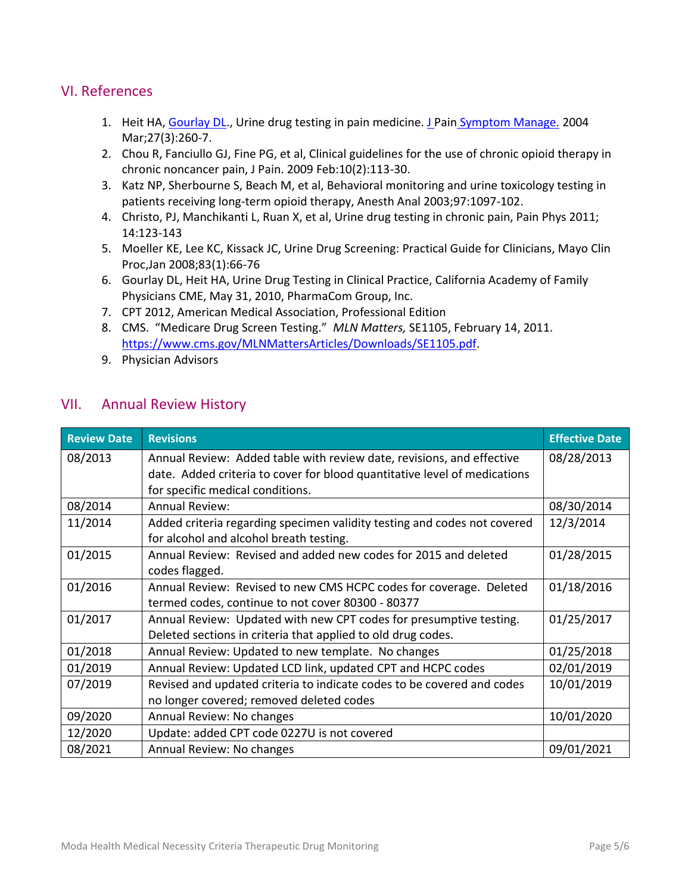## VI. References

1. Heit HA, Gourlay DL., Urine drug testing in pain medicine. J Pain Symptom Manage. 2004 Mar;27(3):260-7.
2. Chou R, Fanciullo GJ, Fine PG, et al, Clinical guidelines for the use of chronic opioid therapy in chronic noncancer pain, J Pain. 2009 Feb:10(2):113-30.
3. Katz NP, Sherbourne S, Beach M, et al, Behavioral monitoring and urine toxicology testing in patients receiving long-term opioid therapy, Anesth Anal 2003;97:1097-102.
4. Christo, PJ, Manchikanti L, Ruan X, et al, Urine drug testing in chronic pain, Pain Phys 2011; 14:123-143
5. Moeller KE, Lee KC, Kissack JC, Urine Drug Screening: Practical Guide for Clinicians, Mayo Clin Proc,Jan 2008;83(1):66-76
6. Gourlay DL, Heit HA, Urine Drug Testing in Clinical Practice, California Academy of Family Physicians CME, May 31, 2010, PharmaCom Group, Inc.
7. CPT 2012, American Medical Association, Professional Edition
8. CMS. "Medicare Drug Screen Testing." *MLN Matters,* SE1105, February 14, 2011. https://www.cms.gov/MLNMattersArticles/Downloads/SE1105.pdf.
9. Physician Advisors

## VII. Annual Review History

| Review Date | Revisions | Effective Date |
|---|---|---|
| 08/2013 | Annual Review: Added table with review date, revisions, and effective date. Added criteria to cover for blood quantitative level of medications for specific medical conditions. | 08/28/2013 |
| 08/2014 | Annual Review: | 08/30/2014 |
| 11/2014 | Added criteria regarding specimen validity testing and codes not covered for alcohol and alcohol breath testing. | 12/3/2014 |
| 01/2015 | Annual Review: Revised and added new codes for 2015 and deleted codes flagged. | 01/28/2015 |
| 01/2016 | Annual Review: Revised to new CMS HCPC codes for coverage. Deleted termed codes, continue to not cover 80300 - 80377 | 01/18/2016 |
| 01/2017 | Annual Review: Updated with new CPT codes for presumptive testing. Deleted sections in criteria that applied to old drug codes. | 01/25/2017 |
| 01/2018 | Annual Review: Updated to new template. No changes | 01/25/2018 |
| 01/2019 | Annual Review: Updated LCD link, updated CPT and HCPC codes | 02/01/2019 |
| 07/2019 | Revised and updated criteria to indicate codes to be covered and codes no longer covered; removed deleted codes | 10/01/2019 |
| 09/2020 | Annual Review: No changes | 10/01/2020 |
| 12/2020 | Update: added CPT code 0227U is not covered | |
| 08/2021 | Annual Review: No changes | 09/01/2021 |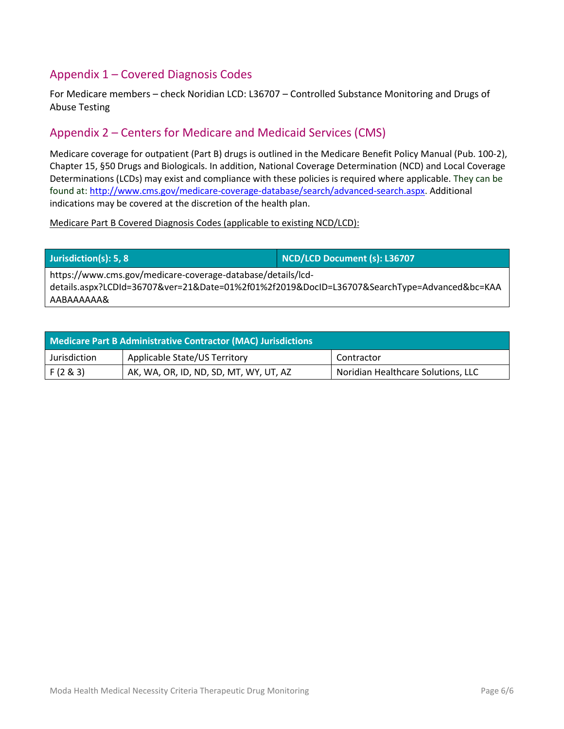## Appendix 1 – Covered Diagnosis Codes

For Medicare members – check Noridian LCD: L36707 – Controlled Substance Monitoring and Drugs of Abuse Testing

## Appendix 2 – Centers for Medicare and Medicaid Services (CMS)

Medicare coverage for outpatient (Part B) drugs is outlined in the Medicare Benefit Policy Manual (Pub. 100-2), Chapter 15, §50 Drugs and Biologicals. In addition, National Coverage Determination (NCD) and Local Coverage Determinations (LCDs) may exist and compliance with these policies is required where applicable. They can be found at: [http://www.cms.gov/medicare-coverage-database/search/advanced-search.aspx](http://www.cms.gov/medicare-coverage-database/search/advanced-search.aspx). Additional indications may be covered at the discretion of the health plan.

Medicare Part B Covered Diagnosis Codes (applicable to existing NCD/LCD):

| Jurisdiction(s): 5, 8 | NCD/LCD Document (s): L36707 |
|---|---|
| https://www.cms.gov/medicare-coverage-database/details/lcd-details.aspx?LCDId=36707&ver=21&Date=01%2f01%2f2019&DocID=L36707&SearchType=Advanced&bc=KAAAABAAAAAA& | |

| Medicare Part B Administrative Contractor (MAC) Jurisdictions | | |
|---|---|---|
| Jurisdiction | Applicable State/US Territory | Contractor |
| F (2 & 3) | AK, WA, OR, ID, ND, SD, MT, WY, UT, AZ | Noridian Healthcare Solutions, LLC |